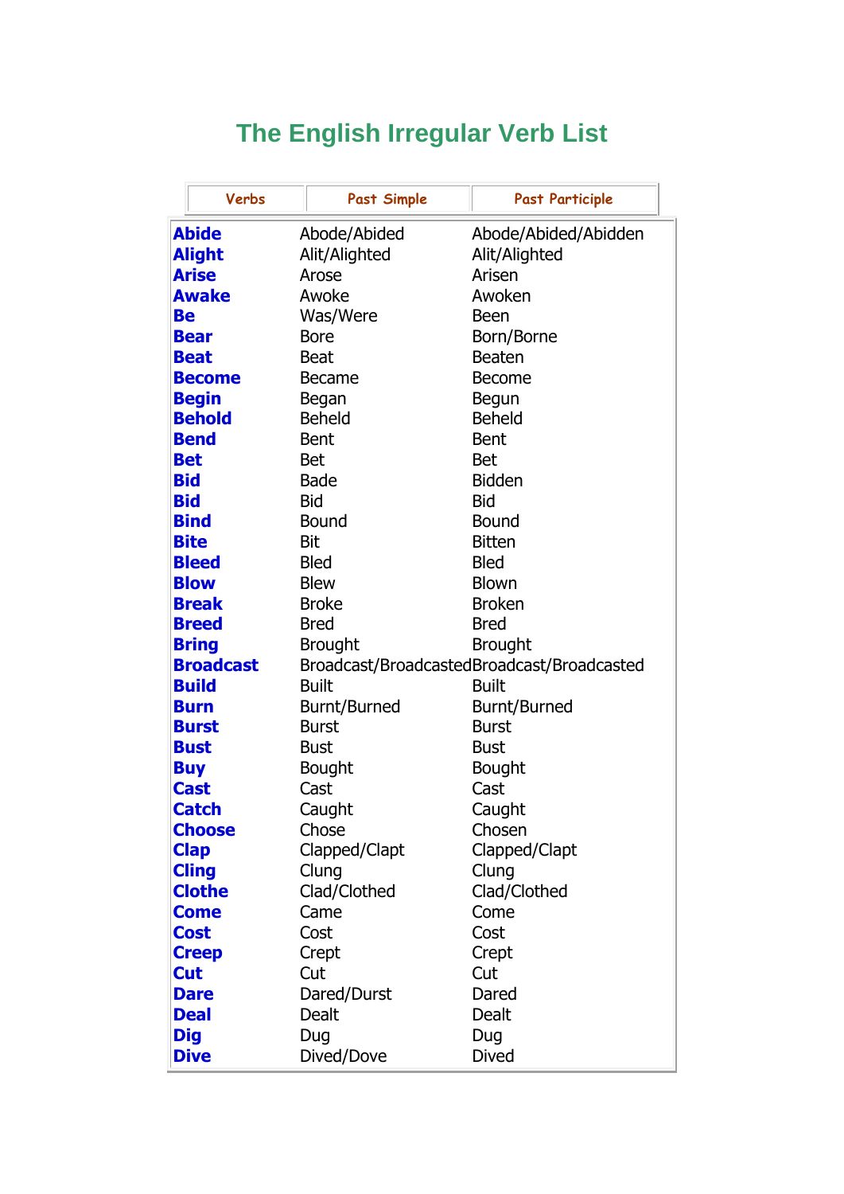# The English Irregular Verb List

| Verbs | Past Simple | Past Participle |
|---|---|---|
| **Abide** | Abode/Abided | Abode/Abided/Abidden |
| **Alight** | Alit/Alighted | Alit/Alighted |
| **Arise** | Arose | Arisen |
| **Awake** | Awoke | Awoken |
| **Be** | Was/Were | Been |
| **Bear** | Bore | Born/Borne |
| **Beat** | Beat | Beaten |
| **Become** | Became | Become |
| **Begin** | Began | Begun |
| **Behold** | Beheld | Beheld |
| **Bend** | Bent | Bent |
| **Bet** | Bet | Bet |
| **Bid** | Bade | Bidden |
| **Bid** | Bid | Bid |
| **Bind** | Bound | Bound |
| **Bite** | Bit | Bitten |
| **Bleed** | Bled | Bled |
| **Blow** | Blew | Blown |
| **Break** | Broke | Broken |
| **Breed** | Bred | Bred |
| **Bring** | Brought | Brought |
| **Broadcast** | Broadcast/Broadcasted | Broadcast/Broadcasted |
| **Build** | Built | Built |
| **Burn** | Burnt/Burned | Burnt/Burned |
| **Burst** | Burst | Burst |
| **Bust** | Bust | Bust |
| **Buy** | Bought | Bought |
| **Cast** | Cast | Cast |
| **Catch** | Caught | Caught |
| **Choose** | Chose | Chosen |
| **Clap** | Clapped/Clapt | Clapped/Clapt |
| **Cling** | Clung | Clung |
| **Clothe** | Clad/Clothed | Clad/Clothed |
| **Come** | Came | Come |
| **Cost** | Cost | Cost |
| **Creep** | Crept | Crept |
| **Cut** | Cut | Cut |
| **Dare** | Dared/Durst | Dared |
| **Deal** | Dealt | Dealt |
| **Dig** | Dug | Dug |
| **Dive** | Dived/Dove | Dived |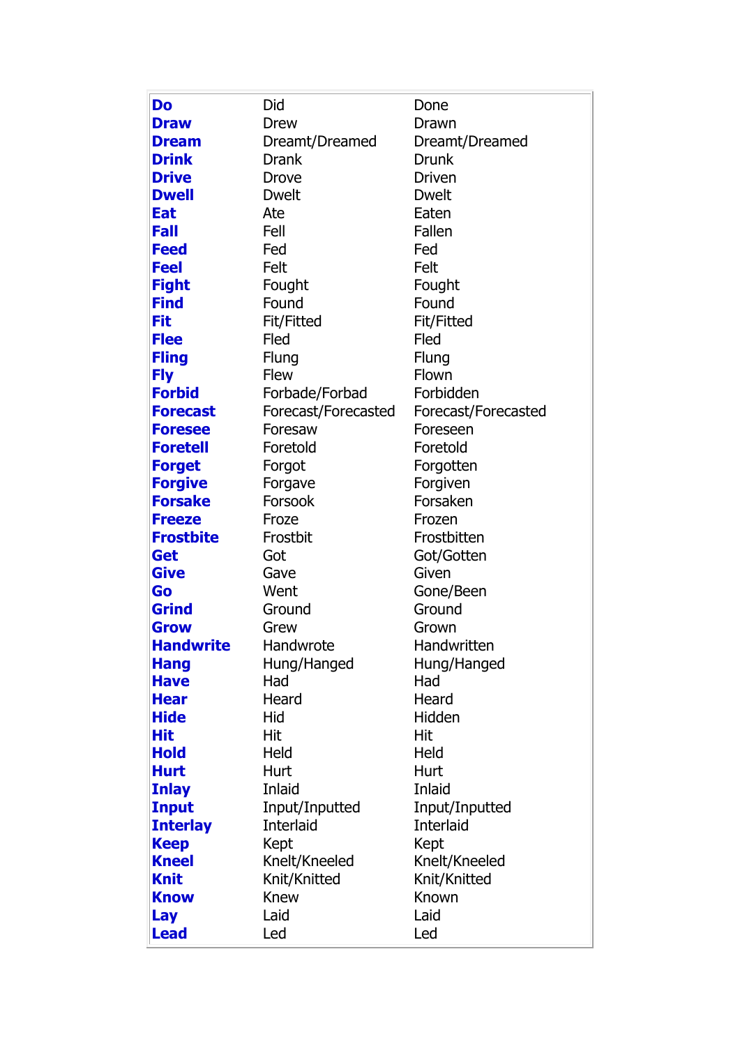| **Do** | Did | Done |
|---|---|---|
| **Draw** | Drew | Drawn |
| **Dream** | Dreamt/Dreamed | Dreamt/Dreamed |
| **Drink** | Drank | Drunk |
| **Drive** | Drove | Driven |
| **Dwell** | Dwelt | Dwelt |
| **Eat** | Ate | Eaten |
| **Fall** | Fell | Fallen |
| **Feed** | Fed | Fed |
| **Feel** | Felt | Felt |
| **Fight** | Fought | Fought |
| **Find** | Found | Found |
| **Fit** | Fit/Fitted | Fit/Fitted |
| **Flee** | Fled | Fled |
| **Fling** | Flung | Flung |
| **Fly** | Flew | Flown |
| **Forbid** | Forbade/Forbad | Forbidden |
| **Forecast** | Forecast/Forecasted | Forecast/Forecasted |
| **Foresee** | Foresaw | Foreseen |
| **Foretell** | Foretold | Foretold |
| **Forget** | Forgot | Forgotten |
| **Forgive** | Forgave | Forgiven |
| **Forsake** | Forsook | Forsaken |
| **Freeze** | Froze | Frozen |
| **Frostbite** | Frostbit | Frostbitten |
| **Get** | Got | Got/Gotten |
| **Give** | Gave | Given |
| **Go** | Went | Gone/Been |
| **Grind** | Ground | Ground |
| **Grow** | Grew | Grown |
| **Handwrite** | Handwrote | Handwritten |
| **Hang** | Hung/Hanged | Hung/Hanged |
| **Have** | Had | Had |
| **Hear** | Heard | Heard |
| **Hide** | Hid | Hidden |
| **Hit** | Hit | Hit |
| **Hold** | Held | Held |
| **Hurt** | Hurt | Hurt |
| **Inlay** | Inlaid | Inlaid |
| **Input** | Input/Inputted | Input/Inputted |
| **Interlay** | Interlaid | Interlaid |
| **Keep** | Kept | Kept |
| **Kneel** | Knelt/Kneeled | Knelt/Kneeled |
| **Knit** | Knit/Knitted | Knit/Knitted |
| **Know** | Knew | Known |
| **Lay** | Laid | Laid |
| **Lead** | Led | Led |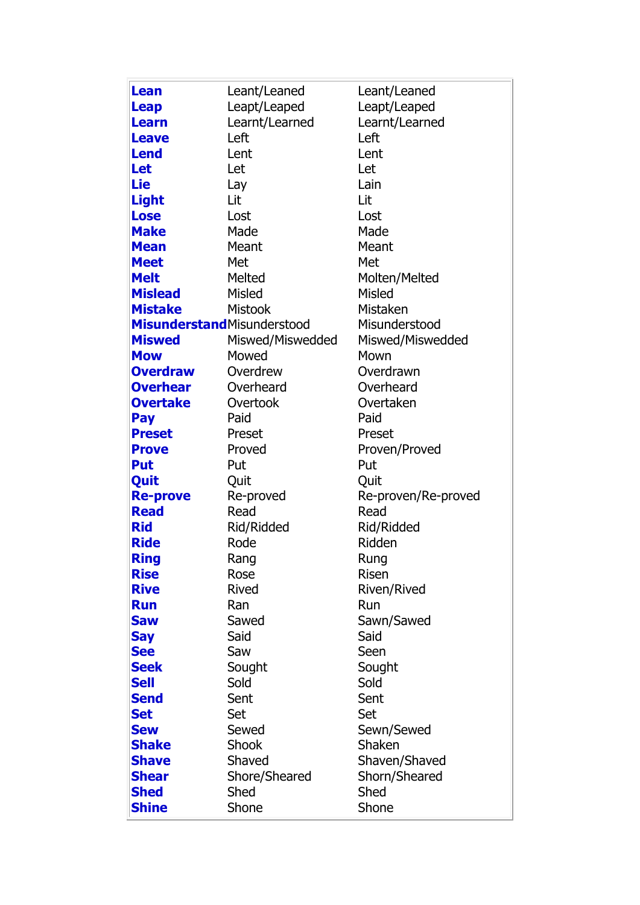| **Lean** | Leant/Leaned | Leant/Leaned |
|---|---|---|
| **Leap** | Leapt/Leaped | Leapt/Leaped |
| **Learn** | Learnt/Learned | Learnt/Learned |
| **Leave** | Left | Left |
| **Lend** | Lent | Lent |
| **Let** | Let | Let |
| **Lie** | Lay | Lain |
| **Light** | Lit | Lit |
| **Lose** | Lost | Lost |
| **Make** | Made | Made |
| **Mean** | Meant | Meant |
| **Meet** | Met | Met |
| **Melt** | Melted | Molten/Melted |
| **Mislead** | Misled | Misled |
| **Mistake** | Mistook | Mistaken |
| **Misunderstand** | Misunderstood | Misunderstood |
| **Miswed** | Miswed/Miswedded | Miswed/Miswedded |
| **Mow** | Mowed | Mown |
| **Overdraw** | Overdrew | Overdrawn |
| **Overhear** | Overheard | Overheard |
| **Overtake** | Overtook | Overtaken |
| **Pay** | Paid | Paid |
| **Preset** | Preset | Preset |
| **Prove** | Proved | Proven/Proved |
| **Put** | Put | Put |
| **Quit** | Quit | Quit |
| **Re-prove** | Re-proved | Re-proven/Re-proved |
| **Read** | Read | Read |
| **Rid** | Rid/Ridded | Rid/Ridded |
| **Ride** | Rode | Ridden |
| **Ring** | Rang | Rung |
| **Rise** | Rose | Risen |
| **Rive** | Rived | Riven/Rived |
| **Run** | Ran | Run |
| **Saw** | Sawed | Sawn/Sawed |
| **Say** | Said | Said |
| **See** | Saw | Seen |
| **Seek** | Sought | Sought |
| **Sell** | Sold | Sold |
| **Send** | Sent | Sent |
| **Set** | Set | Set |
| **Sew** | Sewed | Sewn/Sewed |
| **Shake** | Shook | Shaken |
| **Shave** | Shaved | Shaven/Shaved |
| **Shear** | Shore/Sheared | Shorn/Sheared |
| **Shed** | Shed | Shed |
| **Shine** | Shone | Shone |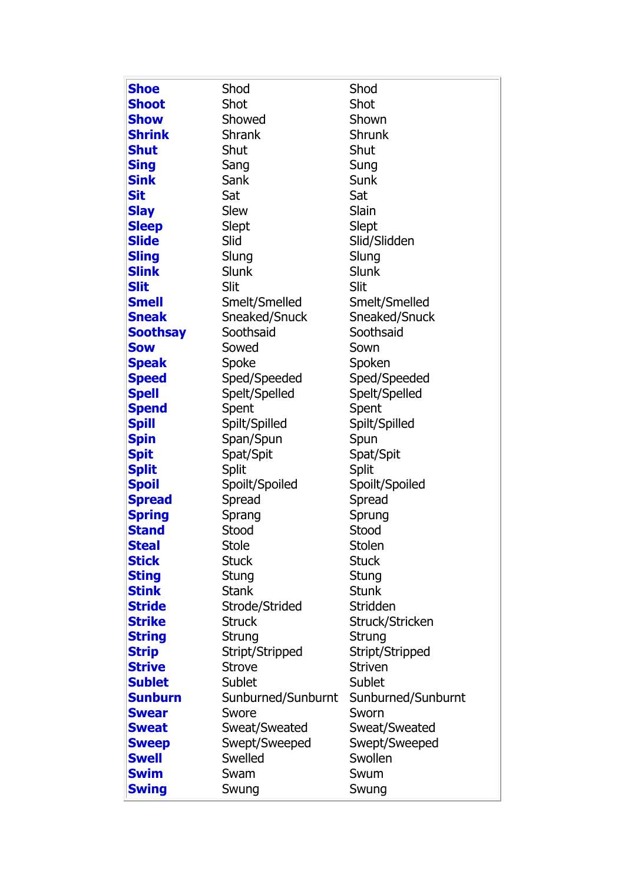| | | |
|---|---|---|
| **Shoe** | Shod | Shod |
| **Shoot** | Shot | Shot |
| **Show** | Showed | Shown |
| **Shrink** | Shrank | Shrunk |
| **Shut** | Shut | Shut |
| **Sing** | Sang | Sung |
| **Sink** | Sank | Sunk |
| **Sit** | Sat | Sat |
| **Slay** | Slew | Slain |
| **Sleep** | Slept | Slept |
| **Slide** | Slid | Slid/Slidden |
| **Sling** | Slung | Slung |
| **Slink** | Slunk | Slunk |
| **Slit** | Slit | Slit |
| **Smell** | Smelt/Smelled | Smelt/Smelled |
| **Sneak** | Sneaked/Snuck | Sneaked/Snuck |
| **Soothsay** | Soothsaid | Soothsaid |
| **Sow** | Sowed | Sown |
| **Speak** | Spoke | Spoken |
| **Speed** | Sped/Speeded | Sped/Speeded |
| **Spell** | Spelt/Spelled | Spelt/Spelled |
| **Spend** | Spent | Spent |
| **Spill** | Spilt/Spilled | Spilt/Spilled |
| **Spin** | Span/Spun | Spun |
| **Spit** | Spat/Spit | Spat/Spit |
| **Split** | Split | Split |
| **Spoil** | Spoilt/Spoiled | Spoilt/Spoiled |
| **Spread** | Spread | Spread |
| **Spring** | Sprang | Sprung |
| **Stand** | Stood | Stood |
| **Steal** | Stole | Stolen |
| **Stick** | Stuck | Stuck |
| **Sting** | Stung | Stung |
| **Stink** | Stank | Stunk |
| **Stride** | Strode/Strided | Stridden |
| **Strike** | Struck | Struck/Stricken |
| **String** | Strung | Strung |
| **Strip** | Stript/Stripped | Stript/Stripped |
| **Strive** | Strove | Striven |
| **Sublet** | Sublet | Sublet |
| **Sunburn** | Sunburned/Sunburnt | Sunburned/Sunburnt |
| **Swear** | Swore | Sworn |
| **Sweat** | Sweat/Sweated | Sweat/Sweated |
| **Sweep** | Swept/Sweeped | Swept/Sweeped |
| **Swell** | Swelled | Swollen |
| **Swim** | Swam | Swum |
| **Swing** | Swung | Swung |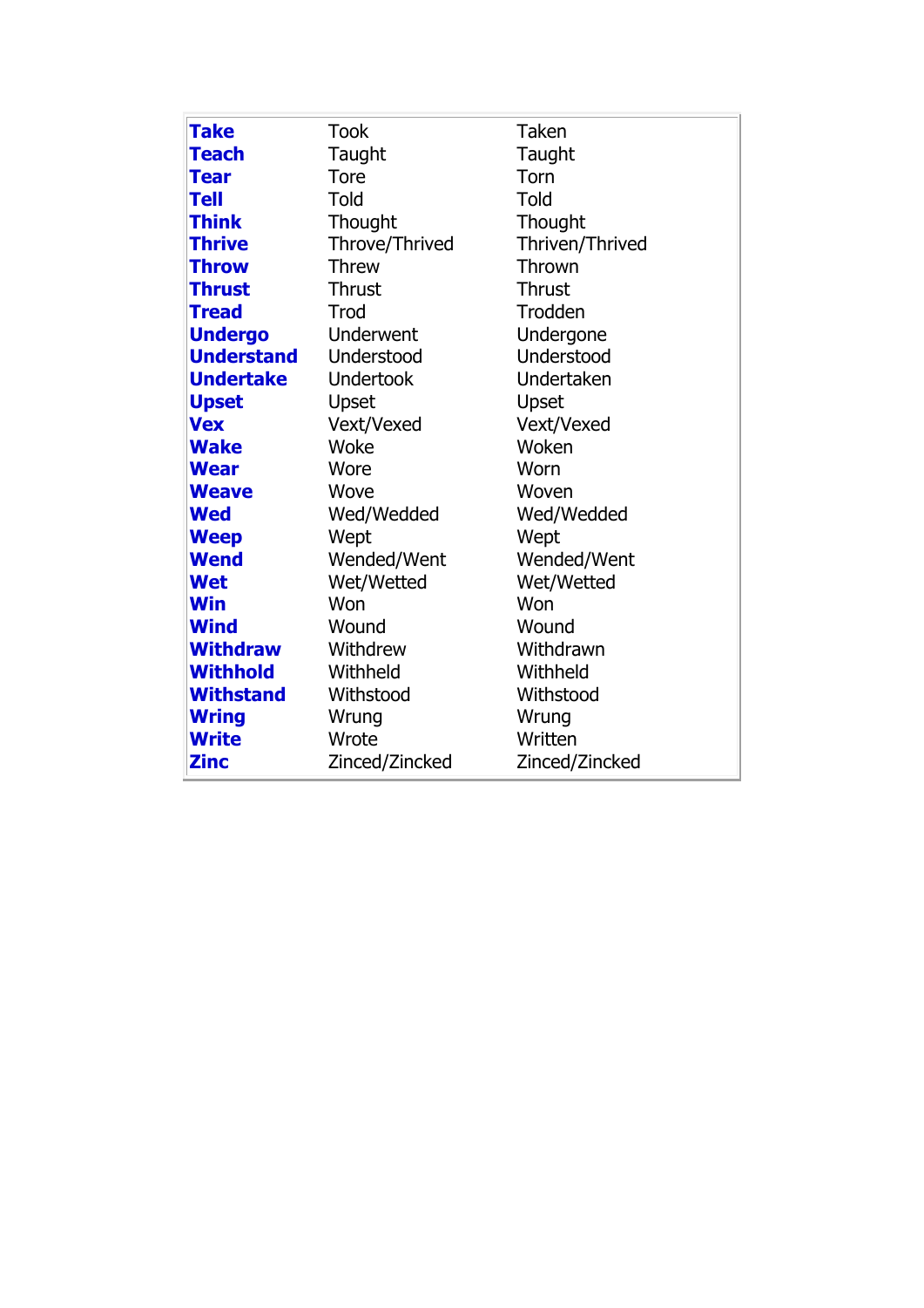| | | |
|---|---|---|
| **Take** | Took | Taken |
| **Teach** | Taught | Taught |
| **Tear** | Tore | Torn |
| **Tell** | Told | Told |
| **Think** | Thought | Thought |
| **Thrive** | Throve/Thrived | Thriven/Thrived |
| **Throw** | Threw | Thrown |
| **Thrust** | Thrust | Thrust |
| **Tread** | Trod | Trodden |
| **Undergo** | Underwent | Undergone |
| **Understand** | Understood | Understood |
| **Undertake** | Undertook | Undertaken |
| **Upset** | Upset | Upset |
| **Vex** | Vext/Vexed | Vext/Vexed |
| **Wake** | Woke | Woken |
| **Wear** | Wore | Worn |
| **Weave** | Wove | Woven |
| **Wed** | Wed/Wedded | Wed/Wedded |
| **Weep** | Wept | Wept |
| **Wend** | Wended/Went | Wended/Went |
| **Wet** | Wet/Wetted | Wet/Wetted |
| **Win** | Won | Won |
| **Wind** | Wound | Wound |
| **Withdraw** | Withdrew | Withdrawn |
| **Withhold** | Withheld | Withheld |
| **Withstand** | Withstood | Withstood |
| **Wring** | Wrung | Wrung |
| **Write** | Wrote | Written |
| **Zinc** | Zinced/Zincked | Zinced/Zincked |